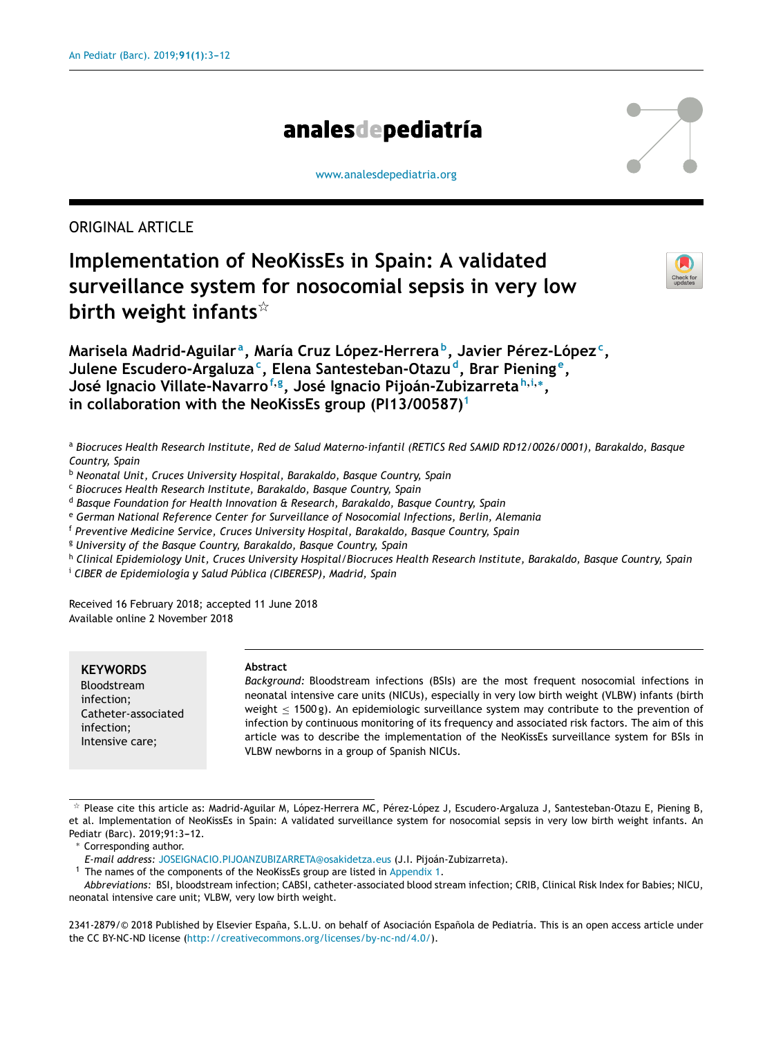ORIGINAL ARTICLE

# Implementation of NeoKissEs in Spain: A validated surveillance system for nosocomial sepsis in very low birth weight infants☆

**Marisela Madrid-Aguilar[a], María Cruz López-Herrera[b], Javier Pérez-López[c], Julene Escudero-Argaluza[c], Elena Santesteban-Otazu[d], Brar Piening[e], José Ignacio Villate-Navarro[f,g], José Ignacio Pijoán-Zubizarreta[h,i,*], in collaboration with the NeoKissEs group (PI13/00587)[1]**

[a] *Biocruces Health Research Institute, Red de Salud Materno-infantil (RETICS Red SAMID RD12/0026/0001), Barakaldo, Basque Country, Spain*
[b] *Neonatal Unit, Cruces University Hospital, Barakaldo, Basque Country, Spain*
[c] *Biocruces Health Research Institute, Barakaldo, Basque Country, Spain*
[d] *Basque Foundation for Health Innovation & Research, Barakaldo, Basque Country, Spain*
[e] *German National Reference Center for Surveillance of Nosocomial Infections, Berlin, Alemania*
[f] *Preventive Medicine Service, Cruces University Hospital, Barakaldo, Basque Country, Spain*
[g] *University of the Basque Country, Barakaldo, Basque Country, Spain*
[h] *Clinical Epidemiology Unit, Cruces University Hospital/Biocruces Health Research Institute, Barakaldo, Basque Country, Spain*
[i] *CIBER de Epidemiología y Salud Pública (CIBERESP), Madrid, Spain*

Received 16 February 2018; accepted 11 June 2018
Available online 2 November 2018

**KEYWORDS**
Bloodstream infection;
Catheter-associated infection;
Intensive care;

**Abstract**

*Background:* Bloodstream infections (BSIs) are the most frequent nosocomial infections in neonatal intensive care units (NICUs), especially in very low birth weight (VLBW) infants (birth weight $\leq$ 1500 g). An epidemiologic surveillance system may contribute to the prevention of infection by continuous monitoring of its frequency and associated risk factors. The aim of this article was to describe the implementation of the NeoKissEs surveillance system for BSIs in VLBW newborns in a group of Spanish NICUs.

☆ Please cite this article as: Madrid-Aguilar M, López-Herrera MC, Pérez-López J, Escudero-Argaluza J, Santesteban-Otazu E, Piening B, et al. Implementation of NeoKissEs in Spain: A validated surveillance system for nosocomial sepsis in very low birth weight infants. An Pediatr (Barc). 2019;91:3–12.

\* Corresponding author.

*E-mail address:* JOSEIGNACIO.PIJOANZUBIZARRETA@osakidetza.eus (J.I. Pijoán-Zubizarreta).

[1] The names of the components of the NeoKissEs group are listed in Appendix 1.

*Abbreviations:* BSI, bloodstream infection; CABSI, catheter-associated blood stream infection; CRIB, Clinical Risk Index for Babies; NICU, neonatal intensive care unit; VLBW, very low birth weight.

2341-2879/© 2018 Published by Elsevier España, S.L.U. on behalf of Asociación Española de Pediatría. This is an open access article under the CC BY-NC-ND license (http://creativecommons.org/licenses/by-nc-nd/4.0/).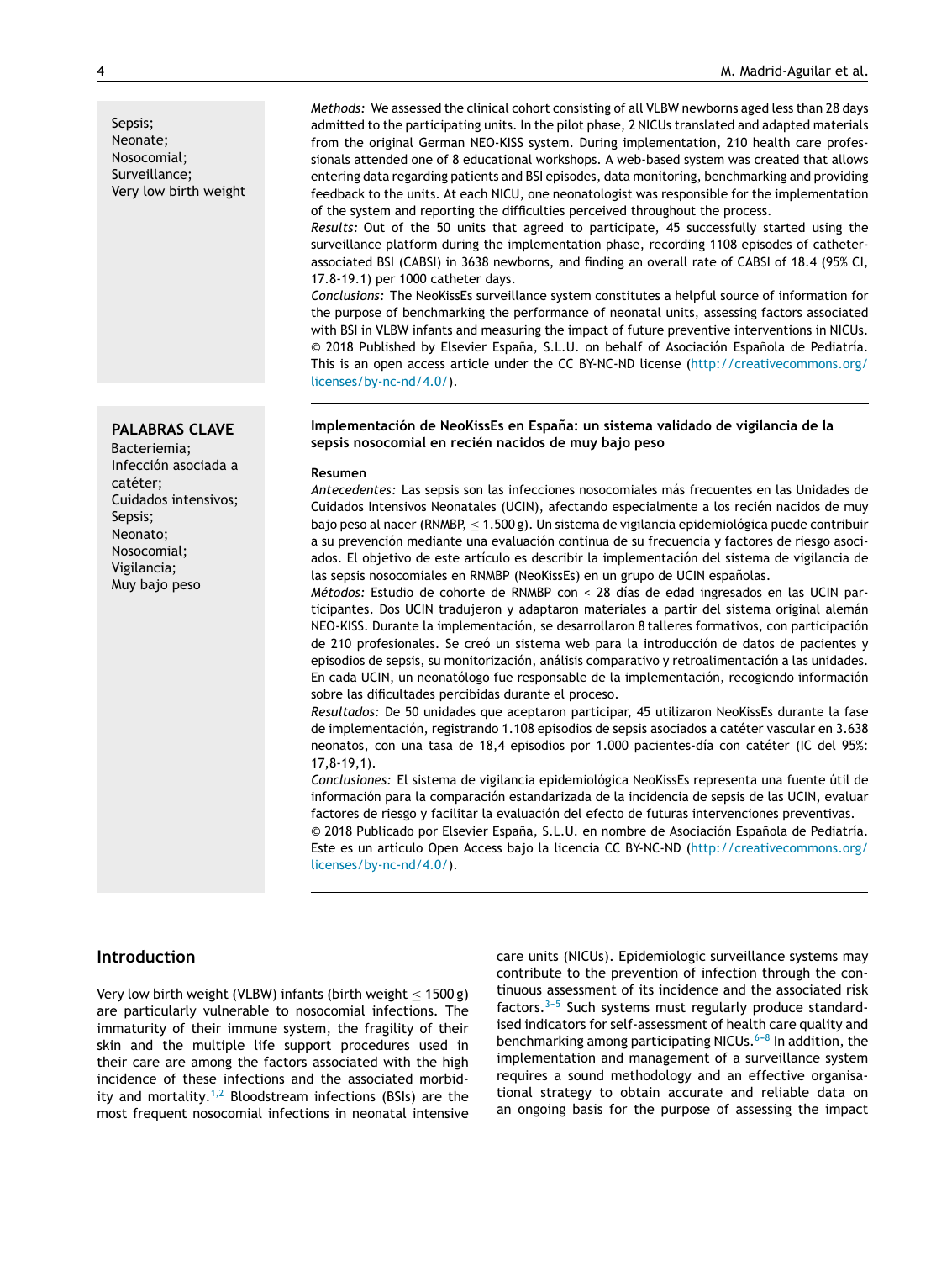Sepsis;
Neonate;
Nosocomial;
Surveillance;
Very low birth weight

*Methods:* We assessed the clinical cohort consisting of all VLBW newborns aged less than 28 days admitted to the participating units. In the pilot phase, 2 NICUs translated and adapted materials from the original German NEO-KISS system. During implementation, 210 health care professionals attended one of 8 educational workshops. A web-based system was created that allows entering data regarding patients and BSI episodes, data monitoring, benchmarking and providing feedback to the units. At each NICU, one neonatologist was responsible for the implementation of the system and reporting the difficulties perceived throughout the process.
*Results:* Out of the 50 units that agreed to participate, 45 successfully started using the surveillance platform during the implementation phase, recording 1108 episodes of catheter-associated BSI (CABSI) in 3638 newborns, and finding an overall rate of CABSI of 18.4 (95% CI, 17.8-19.1) per 1000 catheter days.
*Conclusions:* The NeoKissEs surveillance system constitutes a helpful source of information for the purpose of benchmarking the performance of neonatal units, assessing factors associated with BSI in VLBW infants and measuring the impact of future preventive interventions in NICUs.
© 2018 Published by Elsevier España, S.L.U. on behalf of Asociación Española de Pediatría. This is an open access article under the CC BY-NC-ND license (http://creativecommons.org/licenses/by-nc-nd/4.0/).

**PALABRAS CLAVE**
Bacteriemia;
Infección asociada a catéter;
Cuidados intensivos;
Sepsis;
Neonato;
Nosocomial;
Vigilancia;
Muy bajo peso

**Implementación de NeoKissEs en España: un sistema validado de vigilancia de la sepsis nosocomial en recién nacidos de muy bajo peso**

**Resumen**
*Antecedentes:* Las sepsis son las infecciones nosocomiales más frecuentes en las Unidades de Cuidados Intensivos Neonatales (UCIN), afectando especialmente a los recién nacidos de muy bajo peso al nacer (RNMBP, $\leq$ 1.500 g). Un sistema de vigilancia epidemiológica puede contribuir a su prevención mediante una evaluación continua de su frecuencia y factores de riesgo asociados. El objetivo de este artículo es describir la implementación del sistema de vigilancia de las sepsis nosocomiales en RNMBP (NeoKissEs) en un grupo de UCIN españolas.
*Métodos:* Estudio de cohorte de RNMBP con < 28 días de edad ingresados en las UCIN participantes. Dos UCIN tradujeron y adaptaron materiales a partir del sistema original alemán NEO-KISS. Durante la implementación, se desarrollaron 8 talleres formativos, con participación de 210 profesionales. Se creó un sistema web para la introducción de datos de pacientes y episodios de sepsis, su monitorización, análisis comparativo y retroalimentación a las unidades. En cada UCIN, un neonatólogo fue responsable de la implementación, recogiendo información sobre las dificultades percibidas durante el proceso.
*Resultados:* De 50 unidades que aceptaron participar, 45 utilizaron NeoKissEs durante la fase de implementación, registrando 1.108 episodios de sepsis asociados a catéter vascular en 3.638 neonatos, con una tasa de 18,4 episodios por 1.000 pacientes-día con catéter (IC del 95%: 17,8-19,1).
*Conclusiones:* El sistema de vigilancia epidemiológica NeoKissEs representa una fuente útil de información para la comparación estandarizada de la incidencia de sepsis de las UCIN, evaluar factores de riesgo y facilitar la evaluación del efecto de futuras intervenciones preventivas.
© 2018 Publicado por Elsevier España, S.L.U. en nombre de Asociación Española de Pediatría. Este es un artículo Open Access bajo la licencia CC BY-NC-ND (http://creativecommons.org/licenses/by-nc-nd/4.0/).

## Introduction

Very low birth weight (VLBW) infants (birth weight $\leq$ 1500 g) are particularly vulnerable to nosocomial infections. The immaturity of their immune system, the fragility of their skin and the multiple life support procedures used in their care are among the factors associated with the high incidence of these infections and the associated morbidity and mortality.[1,2] Bloodstream infections (BSIs) are the most frequent nosocomial infections in neonatal intensive care units (NICUs). Epidemiologic surveillance systems may contribute to the prevention of infection through the continuous assessment of its incidence and the associated risk factors.[3-5] Such systems must regularly produce standardised indicators for self-assessment of health care quality and benchmarking among participating NICUs.[6-8] In addition, the implementation and management of a surveillance system requires a sound methodology and an effective organisational strategy to obtain accurate and reliable data on an ongoing basis for the purpose of assessing the impact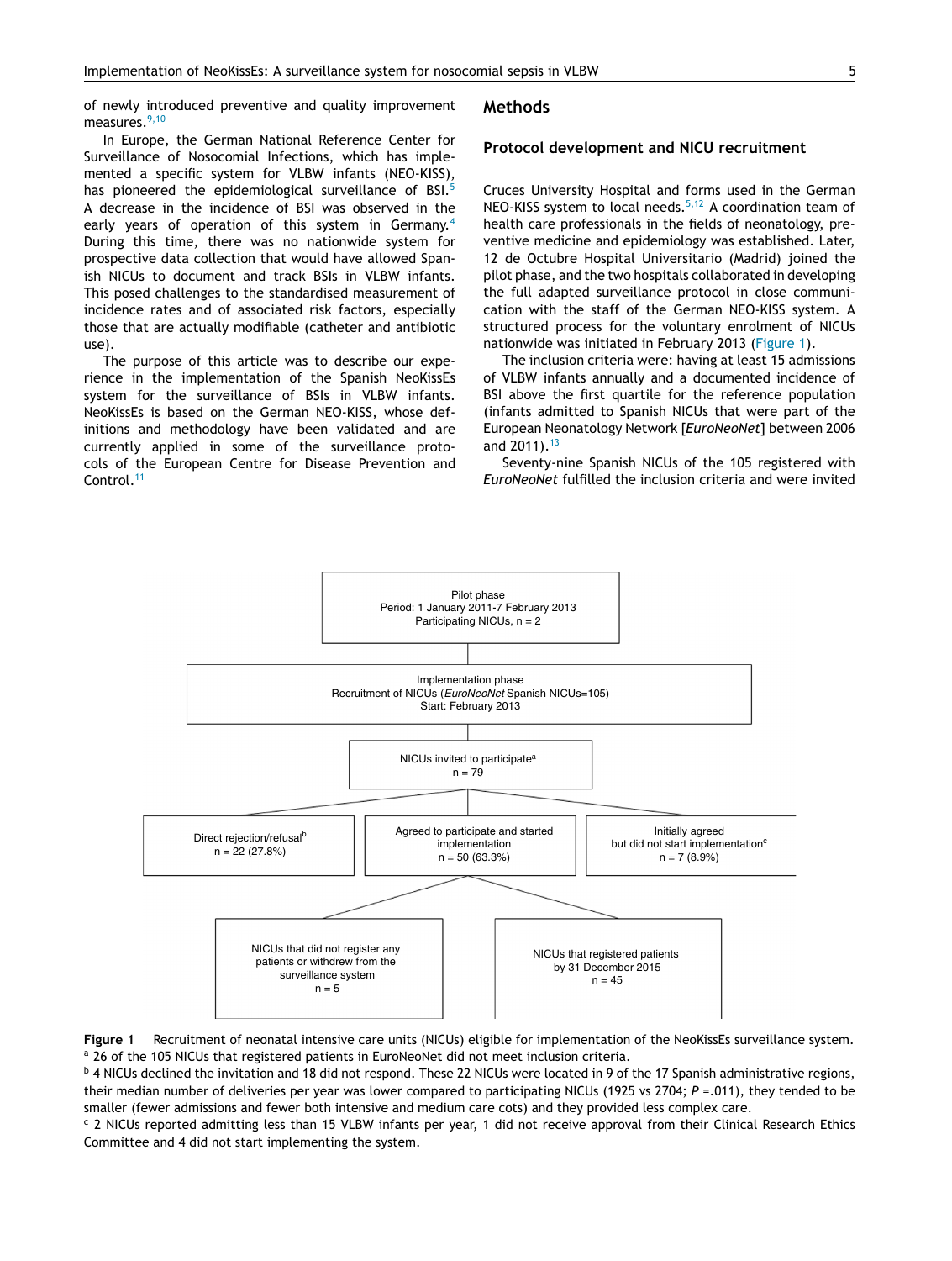of newly introduced preventive and quality improvement measures.[9,10]

In Europe, the German National Reference Center for Surveillance of Nosocomial Infections, which has implemented a specific system for VLBW infants (NEO-KISS), has pioneered the epidemiological surveillance of BSI.[5] A decrease in the incidence of BSI was observed in the early years of operation of this system in Germany.[4] During this time, there was no nationwide system for prospective data collection that would have allowed Spanish NICUs to document and track BSIs in VLBW infants. This posed challenges to the standardised measurement of incidence rates and of associated risk factors, especially those that are actually modifiable (catheter and antibiotic use).

The purpose of this article was to describe our experience in the implementation of the Spanish NeoKissEs system for the surveillance of BSIs in VLBW infants. NeoKissEs is based on the German NEO-KISS, whose definitions and methodology have been validated and are currently applied in some of the surveillance protocols of the European Centre for Disease Prevention and Control.[11]

## Methods

### Protocol development and NICU recruitment

Cruces University Hospital and forms used in the German NEO-KISS system to local needs.[5,12] A coordination team of health care professionals in the fields of neonatology, preventive medicine and epidemiology was established. Later, 12 de Octubre Hospital Universitario (Madrid) joined the pilot phase, and the two hospitals collaborated in developing the full adapted surveillance protocol in close communication with the staff of the German NEO-KISS system. A structured process for the voluntary enrolment of NICUs nationwide was initiated in February 2013 (Figure 1).

The inclusion criteria were: having at least 15 admissions of VLBW infants annually and a documented incidence of BSI above the first quartile for the reference population (infants admitted to Spanish NICUs that were part of the European Neonatology Network [*EuroNeoNet*] between 2006 and 2011).[13]

Seventy-nine Spanish NICUs of the 105 registered with *EuroNeoNet* fulfilled the inclusion criteria and were invited

Pilot phase
Period: 1 January 2011-7 February 2013
Participating NICUs, n = 2

Implementation phase
Recruitment of NICUs (*EuroNeoNet* Spanish NICUs=105)
Start: February 2013

NICUs invited to participate[a]
n = 79

Direct rejection/refusal[b]
n = 22 (27.8%)

Agreed to participate and started implementation
n = 50 (63.3%)

Initially agreed but did not start implementation[c]
n = 7 (8.9%)

NICUs that did not register any patients or withdrew from the surveillance system
n = 5

NICUs that registered patients by 31 December 2015
n = 45

**Figure 1** Recruitment of neonatal intensive care units (NICUs) eligible for implementation of the NeoKissEs surveillance system.
[a] 26 of the 105 NICUs that registered patients in EuroNeoNet did not meet inclusion criteria.
[b] 4 NICUs declined the invitation and 18 did not respond. These 22 NICUs were located in 9 of the 17 Spanish administrative regions, their median number of deliveries per year was lower compared to participating NICUs (1925 vs 2704; $P = .011$), they tended to be smaller (fewer admissions and fewer both intensive and medium care cots) and they provided less complex care.
[c] 2 NICUs reported admitting less than 15 VLBW infants per year, 1 did not receive approval from their Clinical Research Ethics Committee and 4 did not start implementing the system.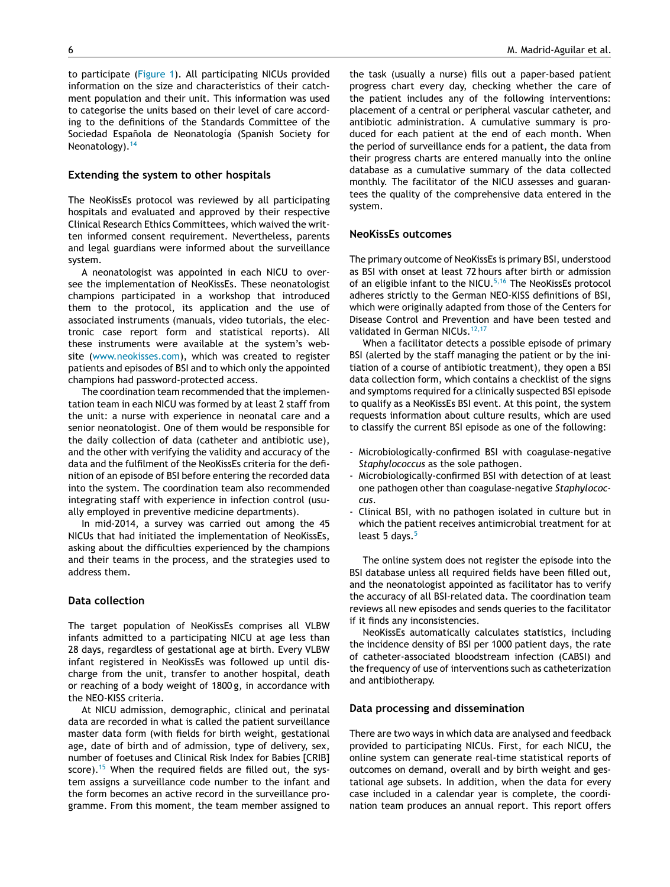to participate (Figure 1). All participating NICUs provided information on the size and characteristics of their catchment population and their unit. This information was used to categorise the units based on their level of care according to the definitions of the Standards Committee of the Sociedad Española de Neonatología (Spanish Society for Neonatology).[14]

### Extending the system to other hospitals

The NeoKissEs protocol was reviewed by all participating hospitals and evaluated and approved by their respective Clinical Research Ethics Committees, which waived the written informed consent requirement. Nevertheless, parents and legal guardians were informed about the surveillance system.

A neonatologist was appointed in each NICU to oversee the implementation of NeoKissEs. These neonatologist champions participated in a workshop that introduced them to the protocol, its application and the use of associated instruments (manuals, video tutorials, the electronic case report form and statistical reports). All these instruments were available at the system's website (www.neokisses.com), which was created to register patients and episodes of BSI and to which only the appointed champions had password-protected access.

The coordination team recommended that the implementation team in each NICU was formed by at least 2 staff from the unit: a nurse with experience in neonatal care and a senior neonatologist. One of them would be responsible for the daily collection of data (catheter and antibiotic use), and the other with verifying the validity and accuracy of the data and the fulfilment of the NeoKissEs criteria for the definition of an episode of BSI before entering the recorded data into the system. The coordination team also recommended integrating staff with experience in infection control (usually employed in preventive medicine departments).

In mid-2014, a survey was carried out among the 45 NICUs that had initiated the implementation of NeoKissEs, asking about the difficulties experienced by the champions and their teams in the process, and the strategies used to address them.

### Data collection

The target population of NeoKissEs comprises all VLBW infants admitted to a participating NICU at age less than 28 days, regardless of gestational age at birth. Every VLBW infant registered in NeoKissEs was followed up until discharge from the unit, transfer to another hospital, death or reaching of a body weight of 1800 g, in accordance with the NEO-KISS criteria.

At NICU admission, demographic, clinical and perinatal data are recorded in what is called the patient surveillance master data form (with fields for birth weight, gestational age, date of birth and of admission, type of delivery, sex, number of foetuses and Clinical Risk Index for Babies [CRIB] score).[15] When the required fields are filled out, the system assigns a surveillance code number to the infant and the form becomes an active record in the surveillance programme. From this moment, the team member assigned to the task (usually a nurse) fills out a paper-based patient progress chart every day, checking whether the care of the patient includes any of the following interventions: placement of a central or peripheral vascular catheter, and antibiotic administration. A cumulative summary is produced for each patient at the end of each month. When the period of surveillance ends for a patient, the data from their progress charts are entered manually into the online database as a cumulative summary of the data collected monthly. The facilitator of the NICU assesses and guarantees the quality of the comprehensive data entered in the system.

### NeoKissEs outcomes

The primary outcome of NeoKissEs is primary BSI, understood as BSI with onset at least 72 hours after birth or admission of an eligible infant to the NICU.[5,16] The NeoKissEs protocol adheres strictly to the German NEO-KISS definitions of BSI, which were originally adapted from those of the Centers for Disease Control and Prevention and have been tested and validated in German NICUs.[12,17]

When a facilitator detects a possible episode of primary BSI (alerted by the staff managing the patient or by the initiation of a course of antibiotic treatment), they open a BSI data collection form, which contains a checklist of the signs and symptoms required for a clinically suspected BSI episode to qualify as a NeoKissEs BSI event. At this point, the system requests information about culture results, which are used to classify the current BSI episode as one of the following:

- Microbiologically-confirmed BSI with coagulase-negative *Staphylococcus* as the sole pathogen.
- Microbiologically-confirmed BSI with detection of at least one pathogen other than coagulase-negative *Staphylococcus*.
- Clinical BSI, with no pathogen isolated in culture but in which the patient receives antimicrobial treatment for at least 5 days.[5]

The online system does not register the episode into the BSI database unless all required fields have been filled out, and the neonatologist appointed as facilitator has to verify the accuracy of all BSI-related data. The coordination team reviews all new episodes and sends queries to the facilitator if it finds any inconsistencies.

NeoKissEs automatically calculates statistics, including the incidence density of BSI per 1000 patient days, the rate of catheter-associated bloodstream infection (CABSI) and the frequency of use of interventions such as catheterization and antibiotherapy.

### Data processing and dissemination

There are two ways in which data are analysed and feedback provided to participating NICUs. First, for each NICU, the online system can generate real-time statistical reports of outcomes on demand, overall and by birth weight and gestational age subsets. In addition, when the data for every case included in a calendar year is complete, the coordination team produces an annual report. This report offers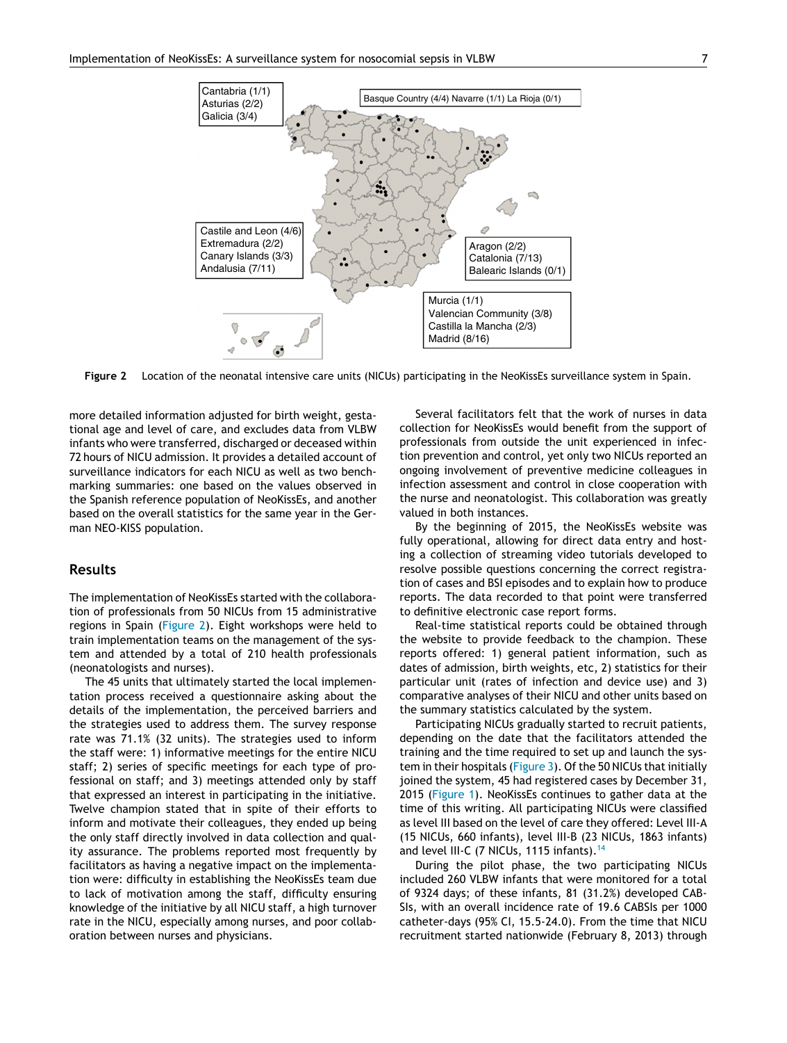Figure 2 Location of the neonatal intensive care units (NICUs) participating in the NeoKissEs surveillance system in Spain.

more detailed information adjusted for birth weight, gestational age and level of care, and excludes data from VLBW infants who were transferred, discharged or deceased within 72 hours of NICU admission. It provides a detailed account of surveillance indicators for each NICU as well as two benchmarking summaries: one based on the values observed in the Spanish reference population of NeoKissEs, and another based on the overall statistics for the same year in the German NEO-KISS population.

## Results

The implementation of NeoKissEs started with the collaboration of professionals from 50 NICUs from 15 administrative regions in Spain (Figure 2). Eight workshops were held to train implementation teams on the management of the system and attended by a total of 210 health professionals (neonatologists and nurses).

The 45 units that ultimately started the local implementation process received a questionnaire asking about the details of the implementation, the perceived barriers and the strategies used to address them. The survey response rate was 71.1% (32 units). The strategies used to inform the staff were: 1) informative meetings for the entire NICU staff; 2) series of specific meetings for each type of professional on staff; and 3) meetings attended only by staff that expressed an interest in participating in the initiative. Twelve champion stated that in spite of their efforts to inform and motivate their colleagues, they ended up being the only staff directly involved in data collection and quality assurance. The problems reported most frequently by facilitators as having a negative impact on the implementation were: difficulty in establishing the NeoKissEs team due to lack of motivation among the staff, difficulty ensuring knowledge of the initiative by all NICU staff, a high turnover rate in the NICU, especially among nurses, and poor collaboration between nurses and physicians.

Several facilitators felt that the work of nurses in data collection for NeoKissEs would benefit from the support of professionals from outside the unit experienced in infection prevention and control, yet only two NICUs reported an ongoing involvement of preventive medicine colleagues in infection assessment and control in close cooperation with the nurse and neonatologist. This collaboration was greatly valued in both instances.

By the beginning of 2015, the NeoKissEs website was fully operational, allowing for direct data entry and hosting a collection of streaming video tutorials developed to resolve possible questions concerning the correct registration of cases and BSI episodes and to explain how to produce reports. The data recorded to that point were transferred to definitive electronic case report forms.

Real-time statistical reports could be obtained through the website to provide feedback to the champion. These reports offered: 1) general patient information, such as dates of admission, birth weights, etc, 2) statistics for their particular unit (rates of infection and device use) and 3) comparative analyses of their NICU and other units based on the summary statistics calculated by the system.

Participating NICUs gradually started to recruit patients, depending on the date that the facilitators attended the training and the time required to set up and launch the system in their hospitals (Figure 3). Of the 50 NICUs that initially joined the system, 45 had registered cases by December 31, 2015 (Figure 1). NeoKissEs continues to gather data at the time of this writing. All participating NICUs were classified as level III based on the level of care they offered: Level III-A (15 NICUs, 660 infants), level III-B (23 NICUs, 1863 infants) and level III-C (7 NICUs, 1115 infants).[14]

During the pilot phase, the two participating NICUs included 260 VLBW infants that were monitored for a total of 9324 days; of these infants, 81 (31.2%) developed CABSIs, with an overall incidence rate of 19.6 CABSIs per 1000 catheter-days (95% CI, 15.5-24.0). From the time that NICU recruitment started nationwide (February 8, 2013) through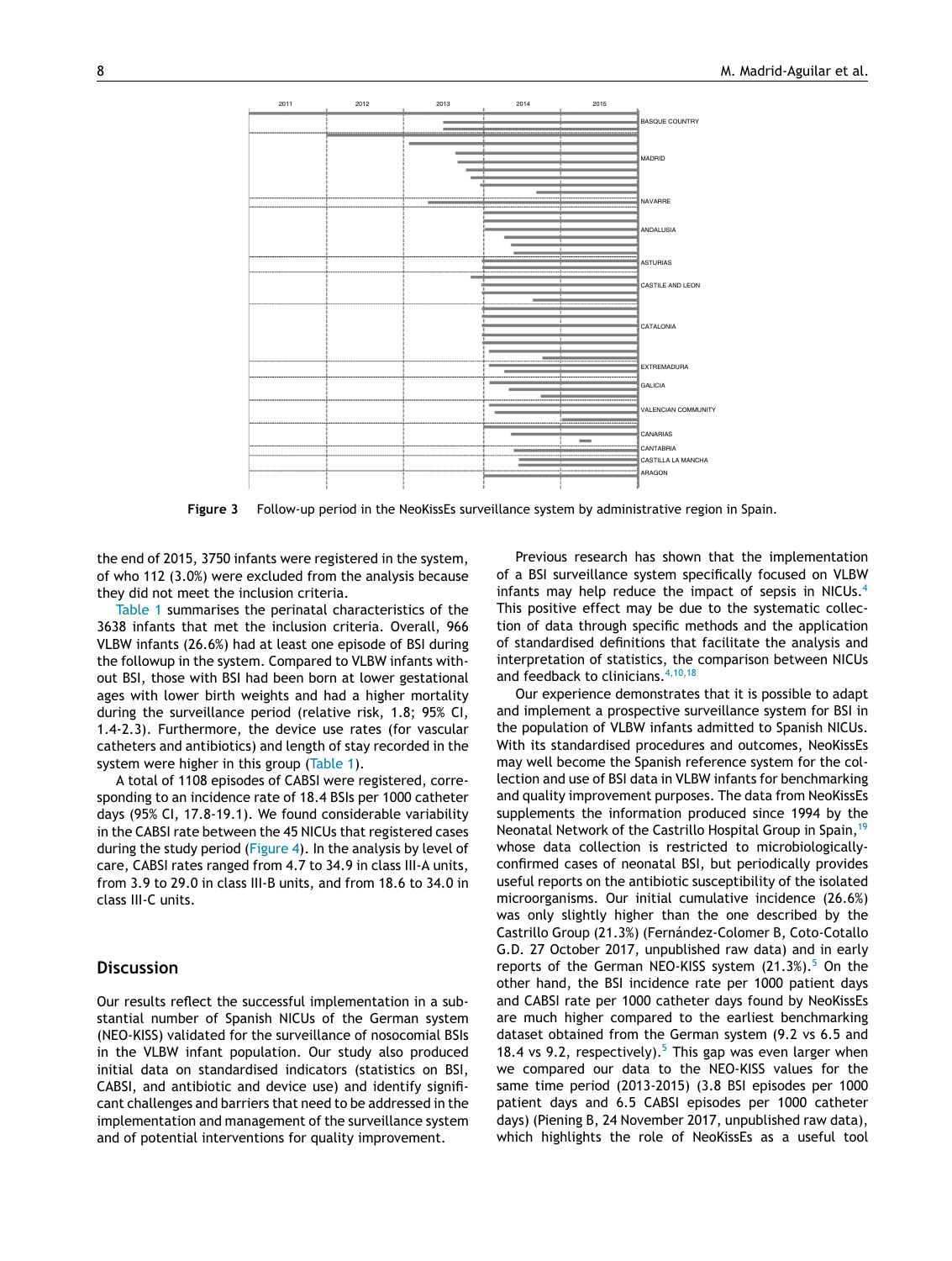**Figure 3** Follow-up period in the NeoKissEs surveillance system by administrative region in Spain.

the end of 2015, 3750 infants were registered in the system, of who 112 (3.0%) were excluded from the analysis because they did not meet the inclusion criteria.

Table 1 summarises the perinatal characteristics of the 3638 infants that met the inclusion criteria. Overall, 966 VLBW infants (26.6%) had at least one episode of BSI during the followup in the system. Compared to VLBW infants without BSI, those with BSI had been born at lower gestational ages with lower birth weights and had a higher mortality during the surveillance period (relative risk, 1.8; 95% CI, 1.4-2.3). Furthermore, the device use rates (for vascular catheters and antibiotics) and length of stay recorded in the system were higher in this group (Table 1).

A total of 1108 episodes of CABSI were registered, corresponding to an incidence rate of 18.4 BSIs per 1000 catheter days (95% CI, 17.8-19.1). We found considerable variability in the CABSI rate between the 45 NICUs that registered cases during the study period (Figure 4). In the analysis by level of care, CABSI rates ranged from 4.7 to 34.9 in class III-A units, from 3.9 to 29.0 in class III-B units, and from 18.6 to 34.0 in class III-C units.

## Discussion

Our results reflect the successful implementation in a substantial number of Spanish NICUs of the German system (NEO-KISS) validated for the surveillance of nosocomial BSIs in the VLBW infant population. Our study also produced initial data on standardised indicators (statistics on BSI, CABSI, and antibiotic and device use) and identify significant challenges and barriers that need to be addressed in the implementation and management of the surveillance system and of potential interventions for quality improvement.

Previous research has shown that the implementation of a BSI surveillance system specifically focused on VLBW infants may help reduce the impact of sepsis in NICUs.[4] This positive effect may be due to the systematic collection of data through specific methods and the application of standardised definitions that facilitate the analysis and interpretation of statistics, the comparison between NICUs and feedback to clinicians.[4,10,18]

Our experience demonstrates that it is possible to adapt and implement a prospective surveillance system for BSI in the population of VLBW infants admitted to Spanish NICUs. With its standardised procedures and outcomes, NeoKissEs may well become the Spanish reference system for the collection and use of BSI data in VLBW infants for benchmarking and quality improvement purposes. The data from NeoKissEs supplements the information produced since 1994 by the Neonatal Network of the Castrillo Hospital Group in Spain,[19] whose data collection is restricted to microbiologically-confirmed cases of neonatal BSI, but periodically provides useful reports on the antibiotic susceptibility of the isolated microorganisms. Our initial cumulative incidence (26.6%) was only slightly higher than the one described by the Castrillo Group (21.3%) (Fernández-Colomer B, Coto-Cotallo G.D. 27 October 2017, unpublished raw data) and in early reports of the German NEO-KISS system (21.3%).[5] On the other hand, the BSI incidence rate per 1000 patient days and CABSI rate per 1000 catheter days found by NeoKissEs are much higher compared to the earliest benchmarking dataset obtained from the German system (9.2 vs 6.5 and 18.4 vs 9.2, respectively).[5] This gap was even larger when we compared our data to the NEO-KISS values for the same time period (2013-2015) (3.8 BSI episodes per 1000 patient days and 6.5 CABSI episodes per 1000 catheter days) (Piening B, 24 November 2017, unpublished raw data), which highlights the role of NeoKissEs as a useful tool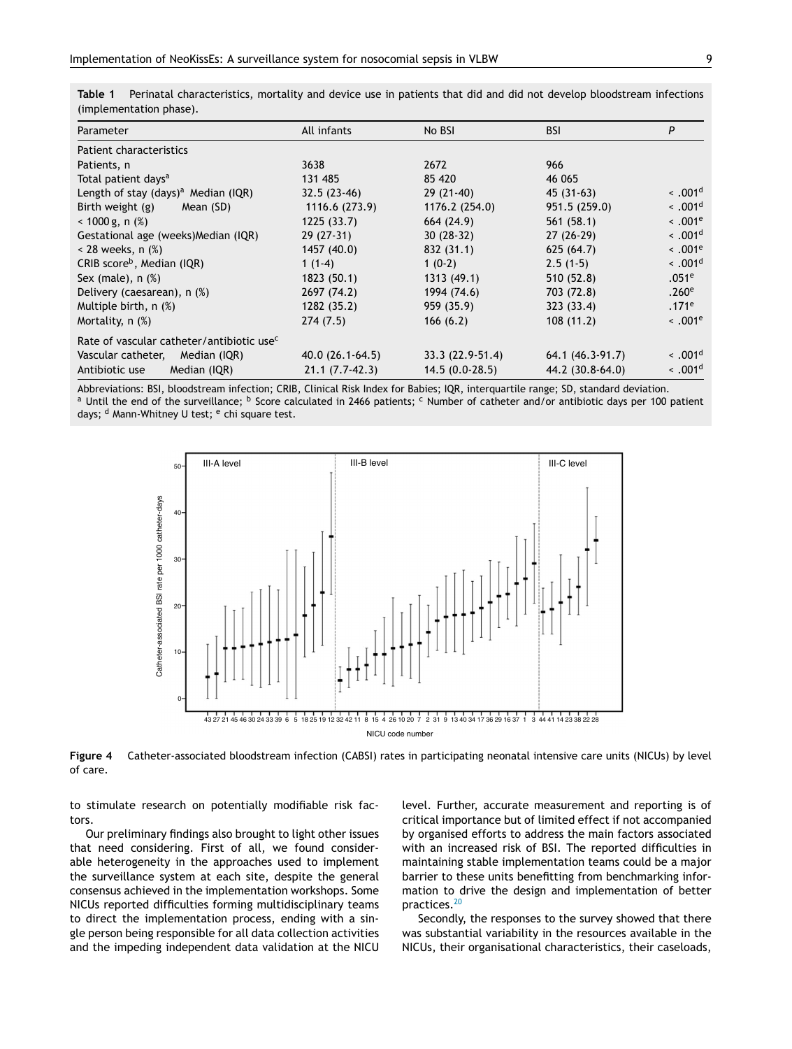**Table 1** Perinatal characteristics, mortality and device use in patients that did and did not develop bloodstream infections (implementation phase).

| Parameter | All infants | No BSI | BSI | P |
|---|---|---|---|---|
| Patient characteristics | | | | |
| Patients, n | 3638 | 2672 | 966 | |
| Total patient days[a] | 131 485 | 85 420 | 46 065 | |
| Length of stay (days)[a] Median (IQR) | 32.5 (23-46) | 29 (21-40) | 45 (31-63) | < .001[d] |
| Birth weight (g) Mean (SD) | 1116.6 (273.9) | 1176.2 (254.0) | 951.5 (259.0) | < .001[d] |
| < 1000 g, n (%) | 1225 (33.7) | 664 (24.9) | 561 (58.1) | < .001[e] |
| Gestational age (weeks)Median (IQR) | 29 (27-31) | 30 (28-32) | 27 (26-29) | < .001[d] |
| < 28 weeks, n (%) | 1457 (40.0) | 832 (31.1) | 625 (64.7) | < .001[e] |
| CRIB score[b], Median (IQR) | 1 (1-4) | 1 (0-2) | 2.5 (1-5) | < .001[d] |
| Sex (male), n (%) | 1823 (50.1) | 1313 (49.1) | 510 (52.8) | .051[e] |
| Delivery (caesarean), n (%) | 2697 (74.2) | 1994 (74.6) | 703 (72.8) | .260[e] |
| Multiple birth, n (%) | 1282 (35.2) | 959 (35.9) | 323 (33.4) | .171[e] |
| Mortality, n (%) | 274 (7.5) | 166 (6.2) | 108 (11.2) | < .001[e] |
| Rate of vascular catheter/antibiotic use[c] | | | | |
| Vascular catheter, Median (IQR) | 40.0 (26.1-64.5) | 33.3 (22.9-51.4) | 64.1 (46.3-91.7) | < .001[d] |
| Antibiotic use Median (IQR) | 21.1 (7.7-42.3) | 14.5 (0.0-28.5) | 44.2 (30.8-64.0) | < .001[d] |

Abbreviations: BSI, bloodstream infection; CRIB, Clinical Risk Index for Babies; IQR, interquartile range; SD, standard deviation.
[a] Until the end of the surveillance; [b] Score calculated in 2466 patients; [c] Number of catheter and/or antibiotic days per 100 patient days; [d] Mann-Whitney U test; [e] chi square test.

**Figure 4** Catheter-associated bloodstream infection (CABSI) rates in participating neonatal intensive care units (NICUs) by level of care.

to stimulate research on potentially modifiable risk factors.

Our preliminary findings also brought to light other issues that need considering. First of all, we found considerable heterogeneity in the approaches used to implement the surveillance system at each site, despite the general consensus achieved in the implementation workshops. Some NICUs reported difficulties forming multidisciplinary teams to direct the implementation process, ending with a single person being responsible for all data collection activities and the impeding independent data validation at the NICU level. Further, accurate measurement and reporting is of critical importance but of limited effect if not accompanied by organised efforts to address the main factors associated with an increased risk of BSI. The reported difficulties in maintaining stable implementation teams could be a major barrier to these units benefitting from benchmarking information to drive the design and implementation of better practices.[20]

Secondly, the responses to the survey showed that there was substantial variability in the resources available in the NICUs, their organisational characteristics, their caseloads,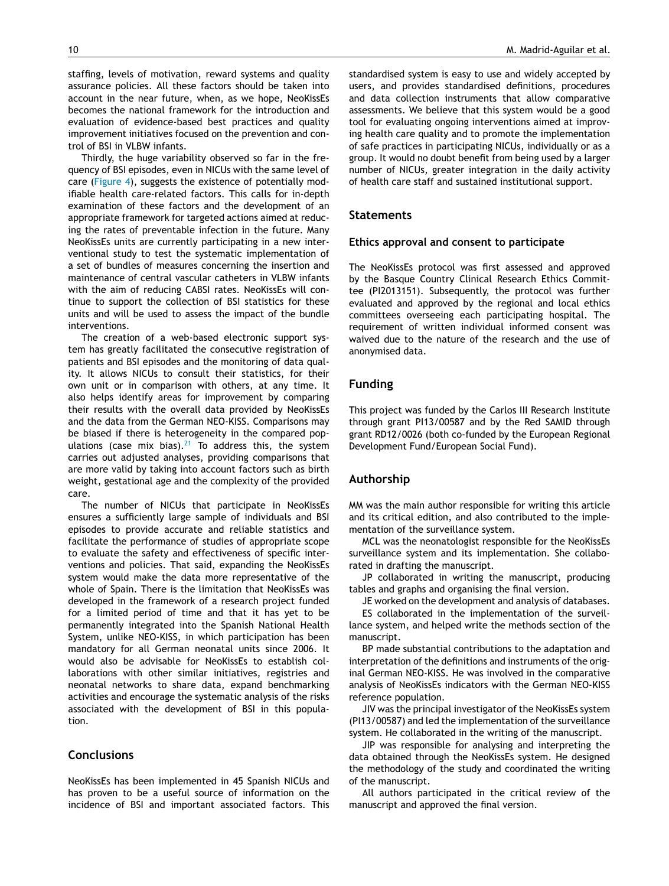staffing, levels of motivation, reward systems and quality assurance policies. All these factors should be taken into account in the near future, when, as we hope, NeoKissEs becomes the national framework for the introduction and evaluation of evidence-based best practices and quality improvement initiatives focused on the prevention and control of BSI in VLBW infants.

Thirdly, the huge variability observed so far in the frequency of BSI episodes, even in NICUs with the same level of care (Figure 4), suggests the existence of potentially modifiable health care-related factors. This calls for in-depth examination of these factors and the development of an appropriate framework for targeted actions aimed at reducing the rates of preventable infection in the future. Many NeoKissEs units are currently participating in a new interventional study to test the systematic implementation of a set of bundles of measures concerning the insertion and maintenance of central vascular catheters in VLBW infants with the aim of reducing CABSI rates. NeoKissEs will continue to support the collection of BSI statistics for these units and will be used to assess the impact of the bundle interventions.

The creation of a web-based electronic support system has greatly facilitated the consecutive registration of patients and BSI episodes and the monitoring of data quality. It allows NICUs to consult their statistics, for their own unit or in comparison with others, at any time. It also helps identify areas for improvement by comparing their results with the overall data provided by NeoKissEs and the data from the German NEO-KISS. Comparisons may be biased if there is heterogeneity in the compared populations (case mix bias).[21] To address this, the system carries out adjusted analyses, providing comparisons that are more valid by taking into account factors such as birth weight, gestational age and the complexity of the provided care.

The number of NICUs that participate in NeoKissEs ensures a sufficiently large sample of individuals and BSI episodes to provide accurate and reliable statistics and facilitate the performance of studies of appropriate scope to evaluate the safety and effectiveness of specific interventions and policies. That said, expanding the NeoKissEs system would make the data more representative of the whole of Spain. There is the limitation that NeoKissEs was developed in the framework of a research project funded for a limited period of time and that it has yet to be permanently integrated into the Spanish National Health System, unlike NEO-KISS, in which participation has been mandatory for all German neonatal units since 2006. It would also be advisable for NeoKissEs to establish collaborations with other similar initiatives, registries and neonatal networks to share data, expand benchmarking activities and encourage the systematic analysis of the risks associated with the development of BSI in this population.

## Conclusions

NeoKissEs has been implemented in 45 Spanish NICUs and has proven to be a useful source of information on the incidence of BSI and important associated factors. This standardised system is easy to use and widely accepted by users, and provides standardised definitions, procedures and data collection instruments that allow comparative assessments. We believe that this system would be a good tool for evaluating ongoing interventions aimed at improving health care quality and to promote the implementation of safe practices in participating NICUs, individually or as a group. It would no doubt benefit from being used by a larger number of NICUs, greater integration in the daily activity of health care staff and sustained institutional support.

## Statements

### Ethics approval and consent to participate

The NeoKissEs protocol was first assessed and approved by the Basque Country Clinical Research Ethics Committee (PI2013151). Subsequently, the protocol was further evaluated and approved by the regional and local ethics committees overseeing each participating hospital. The requirement of written individual informed consent was waived due to the nature of the research and the use of anonymised data.

## Funding

This project was funded by the Carlos III Research Institute through grant PI13/00587 and by the Red SAMID through grant RD12/0026 (both co-funded by the European Regional Development Fund/European Social Fund).

## Authorship

MM was the main author responsible for writing this article and its critical edition, and also contributed to the implementation of the surveillance system.

MCL was the neonatologist responsible for the NeoKissEs surveillance system and its implementation. She collaborated in drafting the manuscript.

JP collaborated in writing the manuscript, producing tables and graphs and organising the final version.

JE worked on the development and analysis of databases.

ES collaborated in the implementation of the surveillance system, and helped write the methods section of the manuscript.

BP made substantial contributions to the adaptation and interpretation of the definitions and instruments of the original German NEO-KISS. He was involved in the comparative analysis of NeoKissEs indicators with the German NEO-KISS reference population.

JIV was the principal investigator of the NeoKissEs system (PI13/00587) and led the implementation of the surveillance system. He collaborated in the writing of the manuscript.

JIP was responsible for analysing and interpreting the data obtained through the NeoKissEs system. He designed the methodology of the study and coordinated the writing of the manuscript.

All authors participated in the critical review of the manuscript and approved the final version.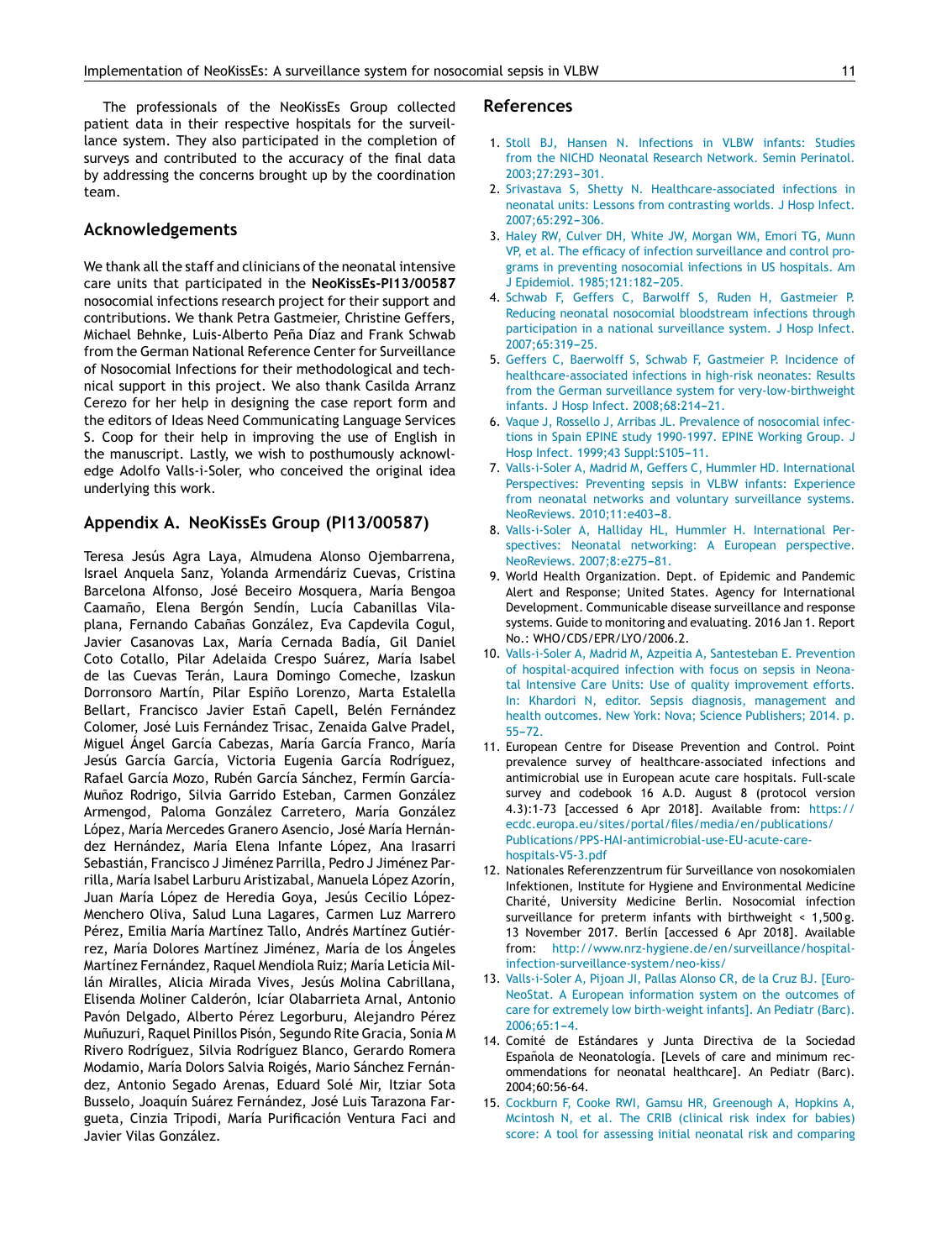The professionals of the NeoKissEs Group collected patient data in their respective hospitals for the surveillance system. They also participated in the completion of surveys and contributed to the accuracy of the final data by addressing the concerns brought up by the coordination team.

## Acknowledgements

We thank all the staff and clinicians of the neonatal intensive care units that participated in the **NeoKissEs-PI13/00587** nosocomial infections research project for their support and contributions. We thank Petra Gastmeier, Christine Geffers, Michael Behnke, Luis-Alberto Peña Díaz and Frank Schwab from the German National Reference Center for Surveillance of Nosocomial Infections for their methodological and technical support in this project. We also thank Casilda Arranz Cerezo for her help in designing the case report form and the editors of Ideas Need Communicating Language Services S. Coop for their help in improving the use of English in the manuscript. Lastly, we wish to posthumously acknowledge Adolfo Valls-i-Soler, who conceived the original idea underlying this work.

## Appendix A. NeoKissEs Group (PI13/00587)

Teresa Jesús Agra Laya, Almudena Alonso Ojembarrena, Israel Anquela Sanz, Yolanda Armendáriz Cuevas, Cristina Barcelona Alfonso, José Beceiro Mosquera, María Bengoa Caamaño, Elena Bergón Sendín, Lucía Cabanillas Vilaplana, Fernando Cabañas González, Eva Capdevila Cogul, Javier Casanovas Lax, María Cernada Badía, Gil Daniel Coto Cotallo, Pilar Adelaida Crespo Suárez, María Isabel de las Cuevas Terán, Laura Domingo Comeche, Izaskun Dorronsoro Martín, Pilar Espiño Lorenzo, Marta Estalella Bellart, Francisco Javier Estañ Capell, Belén Fernández Colomer, José Luis Fernández Trisac, Zenaida Galve Pradel, Miguel Ángel García Cabezas, María García Franco, María Jesús García García, Victoria Eugenia García Rodríguez, Rafael García Mozo, Rubén García Sánchez, Fermín García-Muñoz Rodrigo, Silvia Garrido Esteban, Carmen González Armengod, Paloma González Carretero, María González López, María Mercedes Granero Asencio, José María Hernández Hernández, María Elena Infante López, Ana Irasarri Sebastián, Francisco J Jiménez Parrilla, Pedro J Jiménez Parrilla, María Isabel Larburu Aristizabal, Manuela López Azorín, Juan María López de Heredia Goya, Jesús Cecilio López-Menchero Oliva, Salud Luna Lagares, Carmen Luz Marrero Pérez, Emilia María Martínez Tallo, Andrés Martínez Gutiérrez, María Dolores Martínez Jiménez, María de los Ángeles Martínez Fernández, Raquel Mendiola Ruiz; María Leticia Millán Miralles, Alicia Mirada Vives, Jesús Molina Cabrillana, Elisenda Moliner Calderón, Icíar Olabarrieta Arnal, Antonio Pavón Delgado, Alberto Pérez Legorburu, Alejandro Pérez Muñuzuri, Raquel Pinillos Pisón, Segundo Rite Gracia, Sonia M Rivero Rodríguez, Silvia Rodríguez Blanco, Gerardo Romera Modamio, María Dolors Salvia Roigés, Mario Sánchez Fernández, Antonio Segado Arenas, Eduard Solé Mir, Itziar Sota Busselo, Joaquín Suárez Fernández, José Luis Tarazona Fargueta, Cinzia Tripodi, María Purificación Ventura Faci and Javier Vilas González.

## References

1. Stoll BJ, Hansen N. Infections in VLBW infants: Studies from the NICHD Neonatal Research Network. Semin Perinatol. 2003;27:293–301.
2. Srivastava S, Shetty N. Healthcare-associated infections in neonatal units: Lessons from contrasting worlds. J Hosp Infect. 2007;65:292–306.
3. Haley RW, Culver DH, White JW, Morgan WM, Emori TG, Munn VP, et al. The efficacy of infection surveillance and control programs in preventing nosocomial infections in US hospitals. Am J Epidemiol. 1985;121:182–205.
4. Schwab F, Geffers C, Barwolff S, Ruden H, Gastmeier P. Reducing neonatal nosocomial bloodstream infections through participation in a national surveillance system. J Hosp Infect. 2007;65:319–25.
5. Geffers C, Baerwolff S, Schwab F, Gastmeier P. Incidence of healthcare-associated infections in high-risk neonates: Results from the German surveillance system for very-low-birthweight infants. J Hosp Infect. 2008;68:214–21.
6. Vaque J, Rossello J, Arribas JL. Prevalence of nosocomial infections in Spain EPINE study 1990-1997. EPINE Working Group. J Hosp Infect. 1999;43 Suppl:S105–11.
7. Valls-i-Soler A, Madrid M, Geffers C, Hummler HD. International Perspectives: Preventing sepsis in VLBW infants: Experience from neonatal networks and voluntary surveillance systems. NeoReviews. 2010;11:e403–8.
8. Valls-i-Soler A, Halliday HL, Hummler H. International Perspectives: Neonatal networking: A European perspective. NeoReviews. 2007;8:e275–81.
9. World Health Organization. Dept. of Epidemic and Pandemic Alert and Response; United States. Agency for International Development. Communicable disease surveillance and response systems. Guide to monitoring and evaluating. 2016 Jan 1. Report No.: WHO/CDS/EPR/LYO/2006.2.
10. Valls-i-Soler A, Madrid M, Azpeitia A, Santesteban E. Prevention of hospital-acquired infection with focus on sepsis in Neonatal Intensive Care Units: Use of quality improvement efforts. In: Khardori N, editor. Sepsis diagnosis, management and health outcomes. New York: Nova; Science Publishers; 2014. p. 55–72.
11. European Centre for Disease Prevention and Control. Point prevalence survey of healthcare-associated infections and antimicrobial use in European acute care hospitals. Full-scale survey and codebook 16 A.D. August 8 (protocol version 4.3):1-73 [accessed 6 Apr 2018]. Available from: https://ecdc.europa.eu/sites/portal/files/media/en/publications/Publications/PPS-HAI-antimicrobial-use-EU-acute-care-hospitals-V5-3.pdf
12. Nationales Referenzzentrum für Surveillance von nosokomialen Infektionen, Institute for Hygiene and Environmental Medicine Charité, University Medicine Berlin. Nosocomial infection surveillance for preterm infants with birthweight < 1,500 g. 13 November 2017. Berlín [accessed 6 Apr 2018]. Available from: http://www.nrz-hygiene.de/en/surveillance/hospital-infection-surveillance-system/neo-kiss/
13. Valls-i-Soler A, Pijoan JI, Pallas Alonso CR, de la Cruz BJ. [EuroNeoStat. A European information system on the outcomes of care for extremely low birth-weight infants]. An Pediatr (Barc). 2006;65:1–4.
14. Comité de Estándares y Junta Directiva de la Sociedad Española de Neonatología. [Levels of care and minimum recommendations for neonatal healthcare]. An Pediatr (Barc). 2004;60:56-64.
15. Cockburn F, Cooke RWI, Gamsu HR, Greenough A, Hopkins A, Mcintosh N, et al. The CRIB (clinical risk index for babies) score: A tool for assessing initial neonatal risk and comparing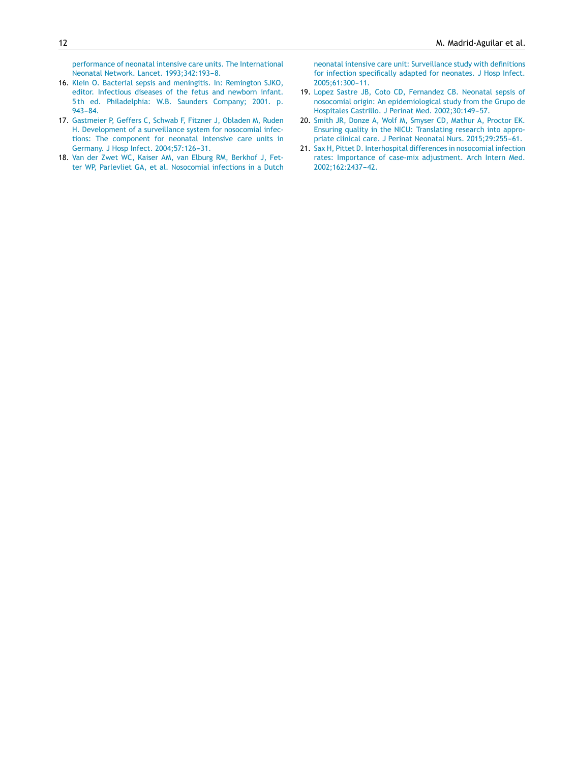performance of neonatal intensive care units. The International Neonatal Network. Lancet. 1993;342:193–8.

16. Klein O. Bacterial sepsis and meningitis. In: Remington SJKO, editor. Infectious diseases of the fetus and newborn infant. 5th ed. Philadelphia: W.B. Saunders Company; 2001. p. 943–84.
17. Gastmeier P, Geffers C, Schwab F, Fitzner J, Obladen M, Ruden H. Development of a surveillance system for nosocomial infections: The component for neonatal intensive care units in Germany. J Hosp Infect. 2004;57:126–31.
18. Van der Zwet WC, Kaiser AM, van Elburg RM, Berkhof J, Fetter WP, Parlevliet GA, et al. Nosocomial infections in a Dutch neonatal intensive care unit: Surveillance study with definitions for infection specifically adapted for neonates. J Hosp Infect. 2005;61:300–11.
19. Lopez Sastre JB, Coto CD, Fernandez CB. Neonatal sepsis of nosocomial origin: An epidemiological study from the Grupo de Hospitales Castrillo. J Perinat Med. 2002;30:149–57.
20. Smith JR, Donze A, Wolf M, Smyser CD, Mathur A, Proctor EK. Ensuring quality in the NICU: Translating research into appropriate clinical care. J Perinat Neonatal Nurs. 2015;29:255–61.
21. Sax H, Pittet D. Interhospital differences in nosocomial infection rates: Importance of case-mix adjustment. Arch Intern Med. 2002;162:2437–42.